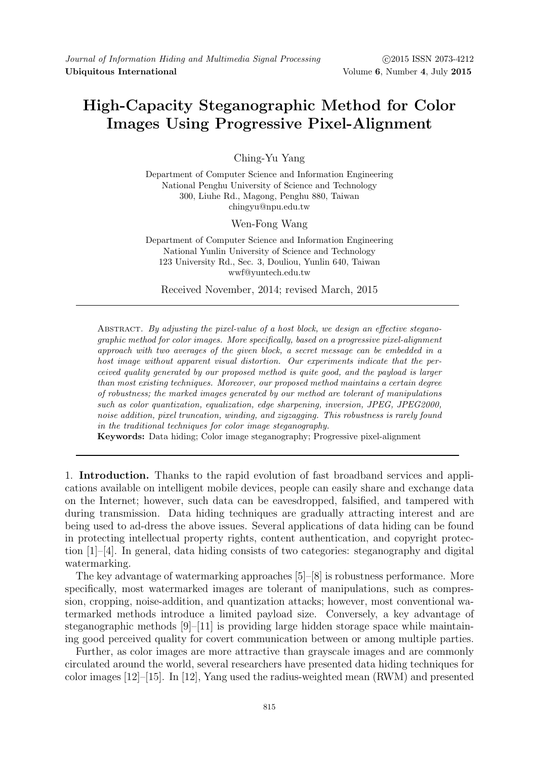# High-Capacity Steganographic Method for Color Images Using Progressive Pixel-Alignment

Ching-Yu Yang

Department of Computer Science and Information Engineering
National Penghu University of Science and Technology
300, Liuhe Rd., Magong, Penghu 880, Taiwan
chingyu@npu.edu.tw

Wen-Fong Wang

Department of Computer Science and Information Engineering
National Yunlin University of Science and Technology
123 University Rd., Sec. 3, Douliou, Yunlin 640, Taiwan
wwf@yuntech.edu.tw

Received November, 2014; revised March, 2015

---

Abstract. *By adjusting the pixel-value of a host block, we design an effective steganographic method for color images. More specifically, based on a progressive pixel-alignment approach with two averages of the given block, a secret message can be embedded in a host image without apparent visual distortion. Our experiments indicate that the perceived quality generated by our proposed method is quite good, and the payload is larger than most existing techniques. Moreover, our proposed method maintains a certain degree of robustness; the marked images generated by our method are tolerant of manipulations such as color quantization, equalization, edge sharpening, inversion, JPEG, JPEG2000, noise addition, pixel truncation, winding, and zigzagging. This robustness is rarely found in the traditional techniques for color image steganography.*

**Keywords:** Data hiding; Color image steganography; Progressive pixel-alignment

---

## 1. Introduction.

Thanks to the rapid evolution of fast broadband services and applications available on intelligent mobile devices, people can easily share and exchange data on the Internet; however, such data can be eavesdropped, falsified, and tampered with during transmission. Data hiding techniques are gradually attracting interest and are being used to ad-dress the above issues. Several applications of data hiding can be found in protecting intellectual property rights, content authentication, and copyright protection [1]–[4]. In general, data hiding consists of two categories: steganography and digital watermarking.

The key advantage of watermarking approaches [5]–[8] is robustness performance. More specifically, most watermarked images are tolerant of manipulations, such as compression, cropping, noise-addition, and quantization attacks; however, most conventional watermarked methods introduce a limited payload size. Conversely, a key advantage of steganographic methods [9]–[11] is providing large hidden storage space while maintaining good perceived quality for covert communication between or among multiple parties.

Further, as color images are more attractive than grayscale images and are commonly circulated around the world, several researchers have presented data hiding techniques for color images [12]–[15]. In [12], Yang used the radius-weighted mean (RWM) and presented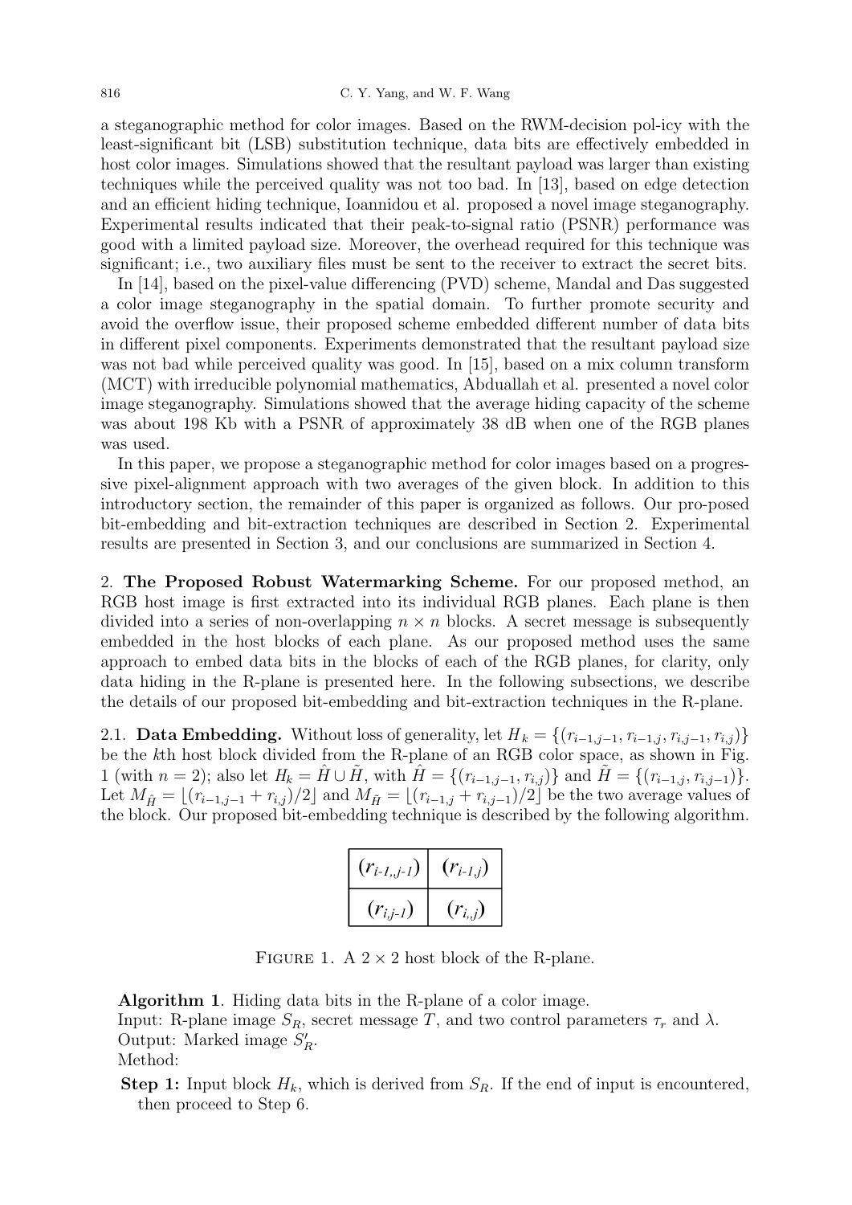a steganographic method for color images. Based on the RWM-decision pol-icy with the least-significant bit (LSB) substitution technique, data bits are effectively embedded in host color images. Simulations showed that the resultant payload was larger than existing techniques while the perceived quality was not too bad. In [13], based on edge detection and an efficient hiding technique, Ioannidou et al. proposed a novel image steganography. Experimental results indicated that their peak-to-signal ratio (PSNR) performance was good with a limited payload size. Moreover, the overhead required for this technique was significant; i.e., two auxiliary files must be sent to the receiver to extract the secret bits.

In [14], based on the pixel-value differencing (PVD) scheme, Mandal and Das suggested a color image steganography in the spatial domain. To further promote security and avoid the overflow issue, their proposed scheme embedded different number of data bits in different pixel components. Experiments demonstrated that the resultant payload size was not bad while perceived quality was good. In [15], based on a mix column transform (MCT) with irreducible polynomial mathematics, Abduallah et al. presented a novel color image steganography. Simulations showed that the average hiding capacity of the scheme was about 198 Kb with a PSNR of approximately 38 dB when one of the RGB planes was used.

In this paper, we propose a steganographic method for color images based on a progressive pixel-alignment approach with two averages of the given block. In addition to this introductory section, the remainder of this paper is organized as follows. Our pro-posed bit-embedding and bit-extraction techniques are described in Section 2. Experimental results are presented in Section 3, and our conclusions are summarized in Section 4.

## 2. The Proposed Robust Watermarking Scheme.

For our proposed method, an RGB host image is first extracted into its individual RGB planes. Each plane is then divided into a series of non-overlapping $n \times n$ blocks. A secret message is subsequently embedded in the host blocks of each plane. As our proposed method uses the same approach to embed data bits in the blocks of each of the RGB planes, for clarity, only data hiding in the R-plane is presented here. In the following subsections, we describe the details of our proposed bit-embedding and bit-extraction techniques in the R-plane.

### 2.1. Data Embedding.

Without loss of generality, let $H_k = \{(r_{i-1,j-1}, r_{i-1,j}, r_{i,j-1}, r_{i,j})\}$ be the $k$th host block divided from the R-plane of an RGB color space, as shown in Fig. 1 (with $n = 2$); also let $H_k = \hat{H} \cup \tilde{H}$, with $\hat{H} = \{(r_{i-1,j-1}, r_{i,j})\}$ and $\tilde{H} = \{(r_{i-1,j}, r_{i,j-1})\}$. Let $M_{\hat{H}} = \lfloor (r_{i-1,j-1} + r_{i,j})/2 \rfloor$ and $M_{\tilde{H}} = \lfloor (r_{i-1,j} + r_{i,j-1})/2 \rfloor$ be the two average values of the block. Our proposed bit-embedding technique is described by the following algorithm.

| $(r_{i-1,j-1})$ | $(r_{i-1,j})$ |
|---|---|
| $(r_{i,j-1})$ | $(r_{i,j})$ |

Figure 1. A $2 \times 2$ host block of the R-plane.

**Algorithm 1**. Hiding data bits in the R-plane of a color image.
Input: R-plane image $S_R$, secret message $T$, and two control parameters $\tau_r$ and $\lambda$.
Output: Marked image $S'_R$.
Method:

**Step 1:** Input block $H_k$, which is derived from $S_R$. If the end of input is encountered, then proceed to Step 6.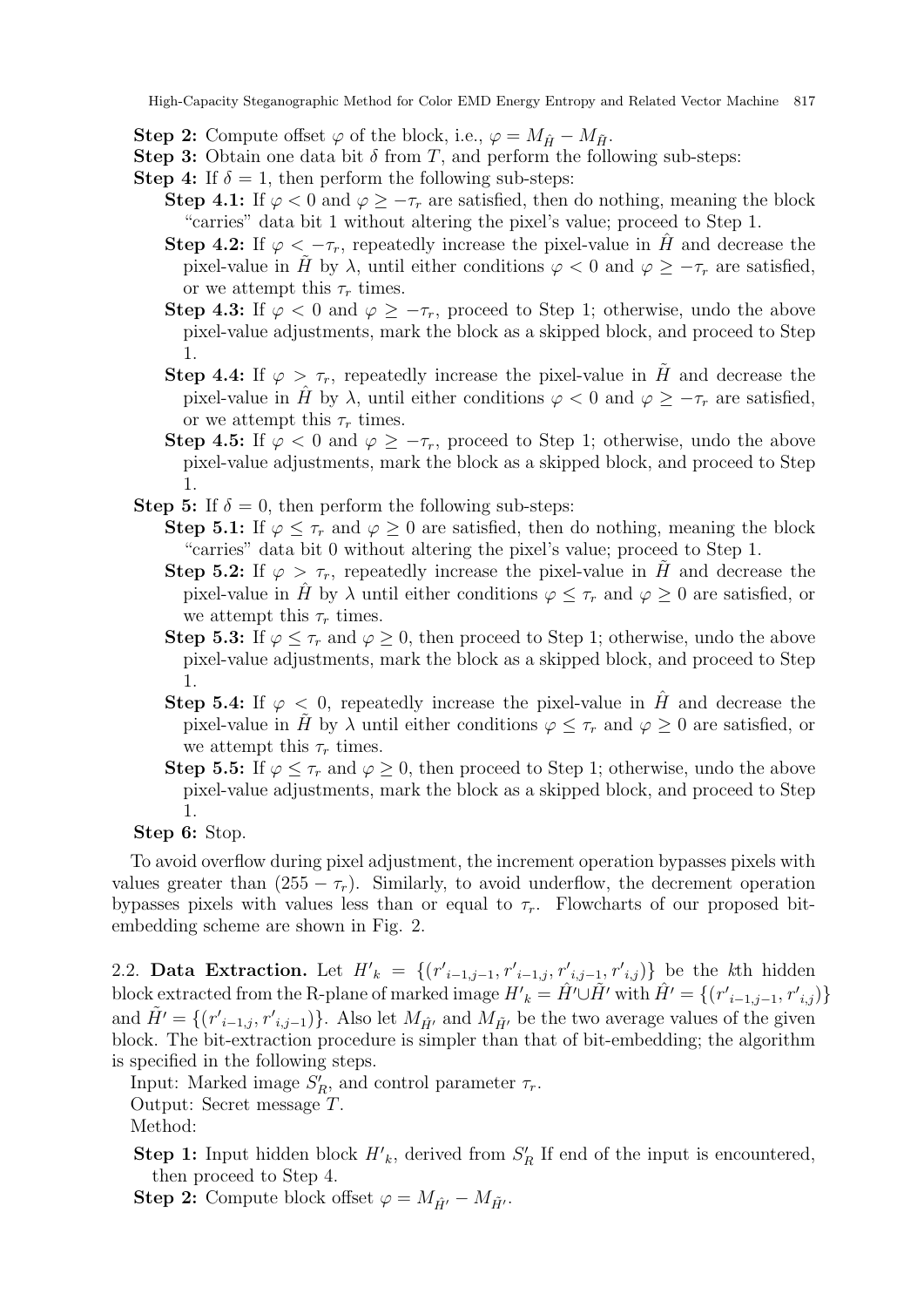**Step 2:** Compute offset $\varphi$ of the block, i.e., $\varphi = M_{\hat{H}} - M_{\tilde{H}}$.

**Step 3:** Obtain one data bit $\delta$ from $T$, and perform the following sub-steps:

**Step 4:** If $\delta = 1$, then perform the following sub-steps:

- **Step 4.1:** If $\varphi < 0$ and $\varphi \geq -\tau_r$ are satisfied, then do nothing, meaning the block "carries" data bit 1 without altering the pixel's value; proceed to Step 1.
- **Step 4.2:** If $\varphi < -\tau_r$, repeatedly increase the pixel-value in $\hat{H}$ and decrease the pixel-value in $\tilde{H}$ by $\lambda$, until either conditions $\varphi < 0$ and $\varphi \geq -\tau_r$ are satisfied, or we attempt this $\tau_r$ times.
- **Step 4.3:** If $\varphi < 0$ and $\varphi \geq -\tau_r$, proceed to Step 1; otherwise, undo the above pixel-value adjustments, mark the block as a skipped block, and proceed to Step 1.
- **Step 4.4:** If $\varphi > \tau_r$, repeatedly increase the pixel-value in $\tilde{H}$ and decrease the pixel-value in $\hat{H}$ by $\lambda$, until either conditions $\varphi < 0$ and $\varphi \geq -\tau_r$ are satisfied, or we attempt this $\tau_r$ times.
- **Step 4.5:** If $\varphi < 0$ and $\varphi \geq -\tau_r$, proceed to Step 1; otherwise, undo the above pixel-value adjustments, mark the block as a skipped block, and proceed to Step 1.

**Step 5:** If $\delta = 0$, then perform the following sub-steps:

- **Step 5.1:** If $\varphi \leq \tau_r$ and $\varphi \geq 0$ are satisfied, then do nothing, meaning the block "carries" data bit 0 without altering the pixel's value; proceed to Step 1.
- **Step 5.2:** If $\varphi > \tau_r$, repeatedly increase the pixel-value in $\tilde{H}$ and decrease the pixel-value in $\hat{H}$ by $\lambda$ until either conditions $\varphi \leq \tau_r$ and $\varphi \geq 0$ are satisfied, or we attempt this $\tau_r$ times.
- **Step 5.3:** If $\varphi \leq \tau_r$ and $\varphi \geq 0$, then proceed to Step 1; otherwise, undo the above pixel-value adjustments, mark the block as a skipped block, and proceed to Step 1.
- **Step 5.4:** If $\varphi < 0$, repeatedly increase the pixel-value in $\hat{H}$ and decrease the pixel-value in $\tilde{H}$ by $\lambda$ until either conditions $\varphi \leq \tau_r$ and $\varphi \geq 0$ are satisfied, or we attempt this $\tau_r$ times.
- **Step 5.5:** If $\varphi \leq \tau_r$ and $\varphi \geq 0$, then proceed to Step 1; otherwise, undo the above pixel-value adjustments, mark the block as a skipped block, and proceed to Step 1.

**Step 6:** Stop.

To avoid overflow during pixel adjustment, the increment operation bypasses pixels with values greater than $(255 - \tau_r)$. Similarly, to avoid underflow, the decrement operation bypasses pixels with values less than or equal to $\tau_r$. Flowcharts of our proposed bit-embedding scheme are shown in Fig. 2.

2.2. **Data Extraction.** Let $H'_k = \{(r'_{i-1,j-1}, r'_{i-1,j}, r'_{i,j-1}, r'_{i,j})\}$ be the $k$th hidden block extracted from the R-plane of marked image $H'_k = \hat{H}' \cup \tilde{H}'$ with $\hat{H}' = \{(r'_{i-1,j-1}, r'_{i,j})\}$ and $\tilde{H}' = \{(r'_{i-1,j}, r'_{i,j-1})\}$. Also let $M_{\hat{H}'}$ and $M_{\tilde{H}'}$ be the two average values of the given block. The bit-extraction procedure is simpler than that of bit-embedding; the algorithm is specified in the following steps.

Input: Marked image $S'_R$, and control parameter $\tau_r$.
Output: Secret message $T$.
Method:

**Step 1:** Input hidden block $H'_k$, derived from $S'_R$ If end of the input is encountered, then proceed to Step 4.

**Step 2:** Compute block offset $\varphi = M_{\hat{H}'} - M_{\tilde{H}'}$.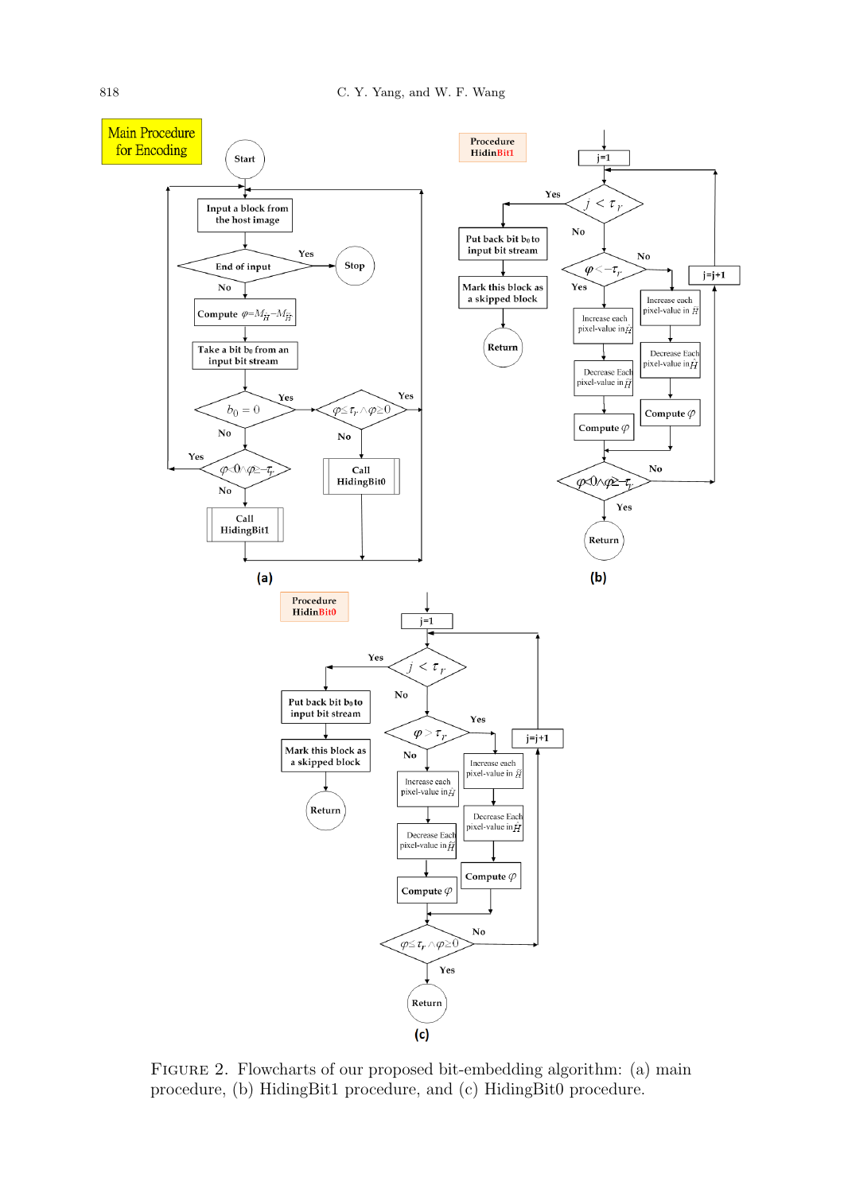FIGURE 2. Flowcharts of our proposed bit-embedding algorithm: (a) main procedure, (b) HidingBit1 procedure, and (c) HidingBit0 procedure.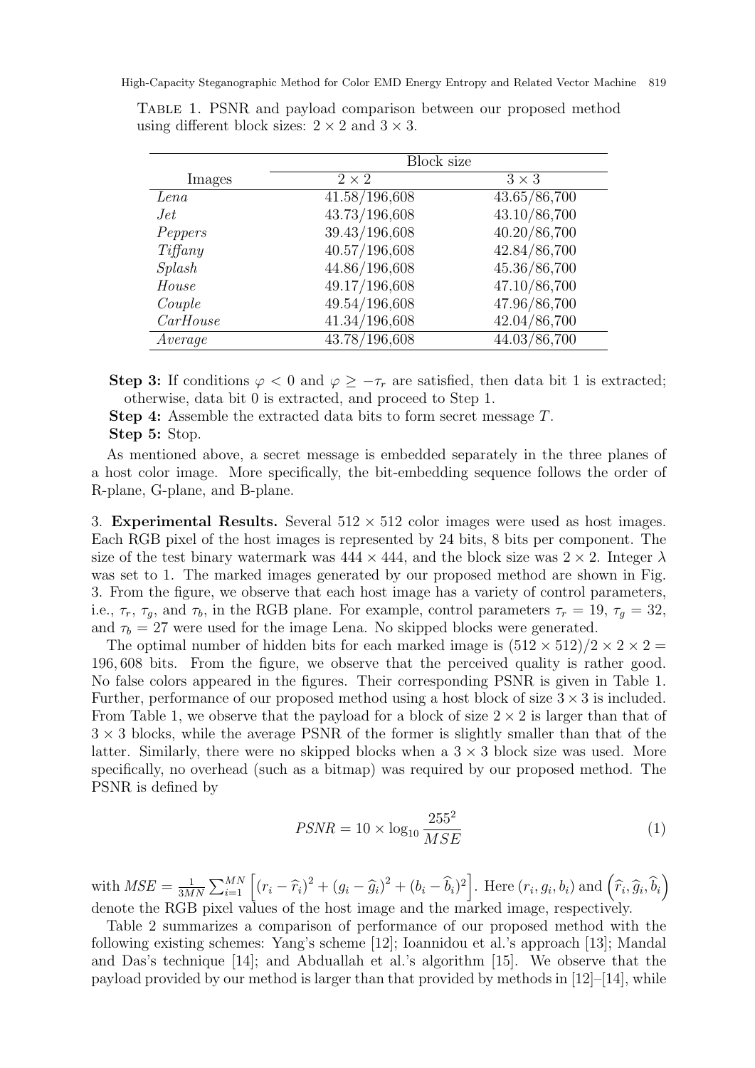Table 1. PSNR and payload comparison between our proposed method using different block sizes: $2 \times 2$ and $3 \times 3$.

| Images | Block size | |
|---|---|---|
| | $2 \times 2$ | $3 \times 3$ |
| *Lena* | 41.58/196,608 | 43.65/86,700 |
| *Jet* | 43.73/196,608 | 43.10/86,700 |
| *Peppers* | 39.43/196,608 | 40.20/86,700 |
| *Tiffany* | 40.57/196,608 | 42.84/86,700 |
| *Splash* | 44.86/196,608 | 45.36/86,700 |
| *House* | 49.17/196,608 | 47.10/86,700 |
| *Couple* | 49.54/196,608 | 47.96/86,700 |
| *CarHouse* | 41.34/196,608 | 42.04/86,700 |
| *Average* | 43.78/196,608 | 44.03/86,700 |

**Step 3:** If conditions $\varphi < 0$ and $\varphi \geq -\tau_r$ are satisfied, then data bit 1 is extracted; otherwise, data bit 0 is extracted, and proceed to Step 1.

**Step 4:** Assemble the extracted data bits to form secret message $T$.

**Step 5:** Stop.

As mentioned above, a secret message is embedded separately in the three planes of a host color image. More specifically, the bit-embedding sequence follows the order of R-plane, G-plane, and B-plane.

## 3. Experimental Results.

Several $512 \times 512$ color images were used as host images. Each RGB pixel of the host images is represented by 24 bits, 8 bits per component. The size of the test binary watermark was $444 \times 444$, and the block size was $2 \times 2$. Integer $\lambda$ was set to 1. The marked images generated by our proposed method are shown in Fig. 3. From the figure, we observe that each host image has a variety of control parameters, i.e., $\tau_r$, $\tau_g$, and $\tau_b$, in the RGB plane. For example, control parameters $\tau_r = 19$, $\tau_g = 32$, and $\tau_b = 27$ were used for the image Lena. No skipped blocks were generated.

The optimal number of hidden bits for each marked image is $(512 \times 512)/2 \times 2 \times 2 = 196,608$ bits. From the figure, we observe that the perceived quality is rather good. No false colors appeared in the figures. Their corresponding PSNR is given in Table 1. Further, performance of our proposed method using a host block of size $3 \times 3$ is included. From Table 1, we observe that the payload for a block of size $2 \times 2$ is larger than that of $3 \times 3$ blocks, while the average PSNR of the former is slightly smaller than that of the latter. Similarly, there were no skipped blocks when a $3 \times 3$ block size was used. More specifically, no overhead (such as a bitmap) was required by our proposed method. The PSNR is defined by

$$PSNR = 10 \times \log_{10} \frac{255^2}{MSE} \tag{1}$$

with $MSE = \frac{1}{3MN} \sum_{i=1}^{MN} \left[ (r_i - \widehat{r}_i)^2 + (g_i - \widehat{g}_i)^2 + (b_i - \widehat{b}_i)^2 \right]$. Here $(r_i, g_i, b_i)$ and $\left( \widehat{r}_i, \widehat{g}_i, \widehat{b}_i \right)$ denote the RGB pixel values of the host image and the marked image, respectively.

Table 2 summarizes a comparison of performance of our proposed method with the following existing schemes: Yang's scheme [12]; Ioannidou et al.'s approach [13]; Mandal and Das's technique [14]; and Abduallah et al.'s algorithm [15]. We observe that the payload provided by our method is larger than that provided by methods in [12]–[14], while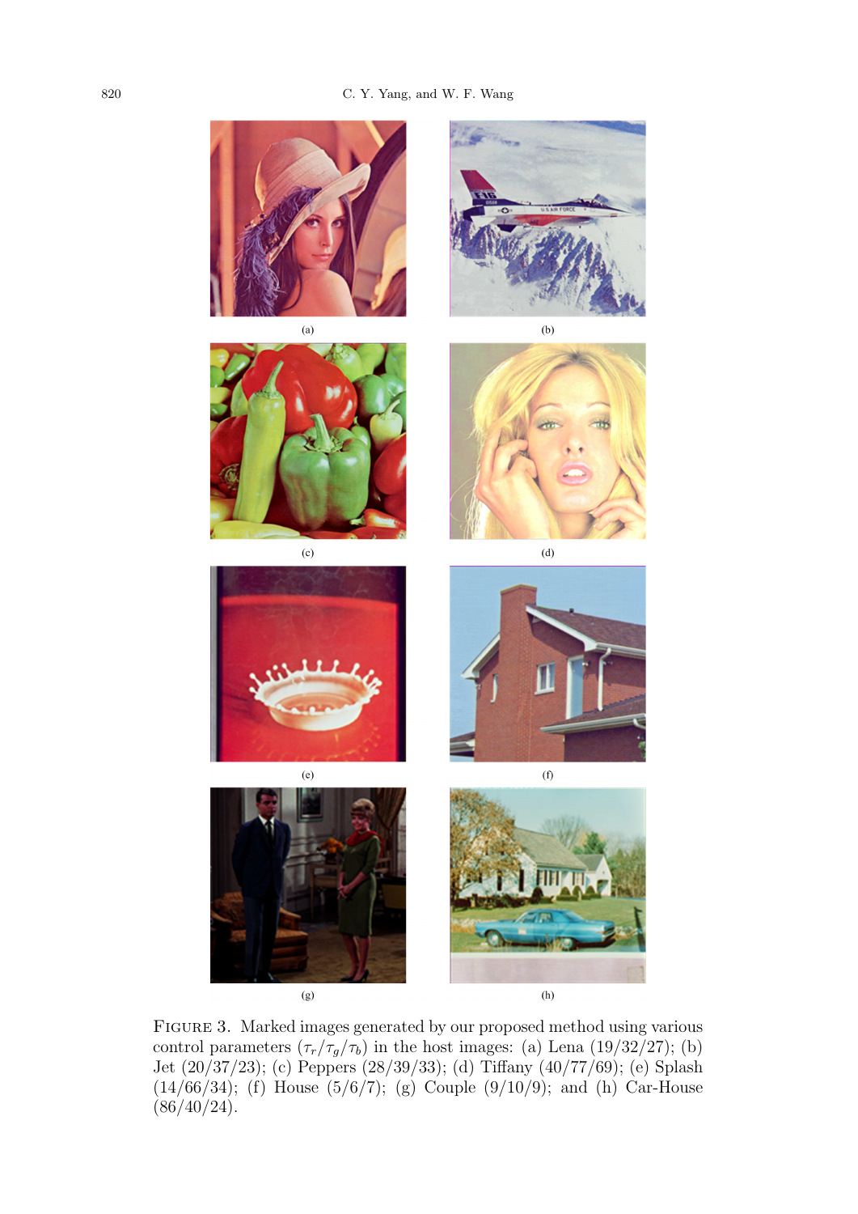(a)

(b)

(c)

(d)

(e)

(f)

(g)

(h)

FIGURE 3. Marked images generated by our proposed method using various control parameters ($\tau_r/\tau_g/\tau_b$) in the host images: (a) Lena (19/32/27); (b) Jet (20/37/23); (c) Peppers (28/39/33); (d) Tiffany (40/77/69); (e) Splash (14/66/34); (f) House (5/6/7); (g) Couple (9/10/9); and (h) Car-House (86/40/24).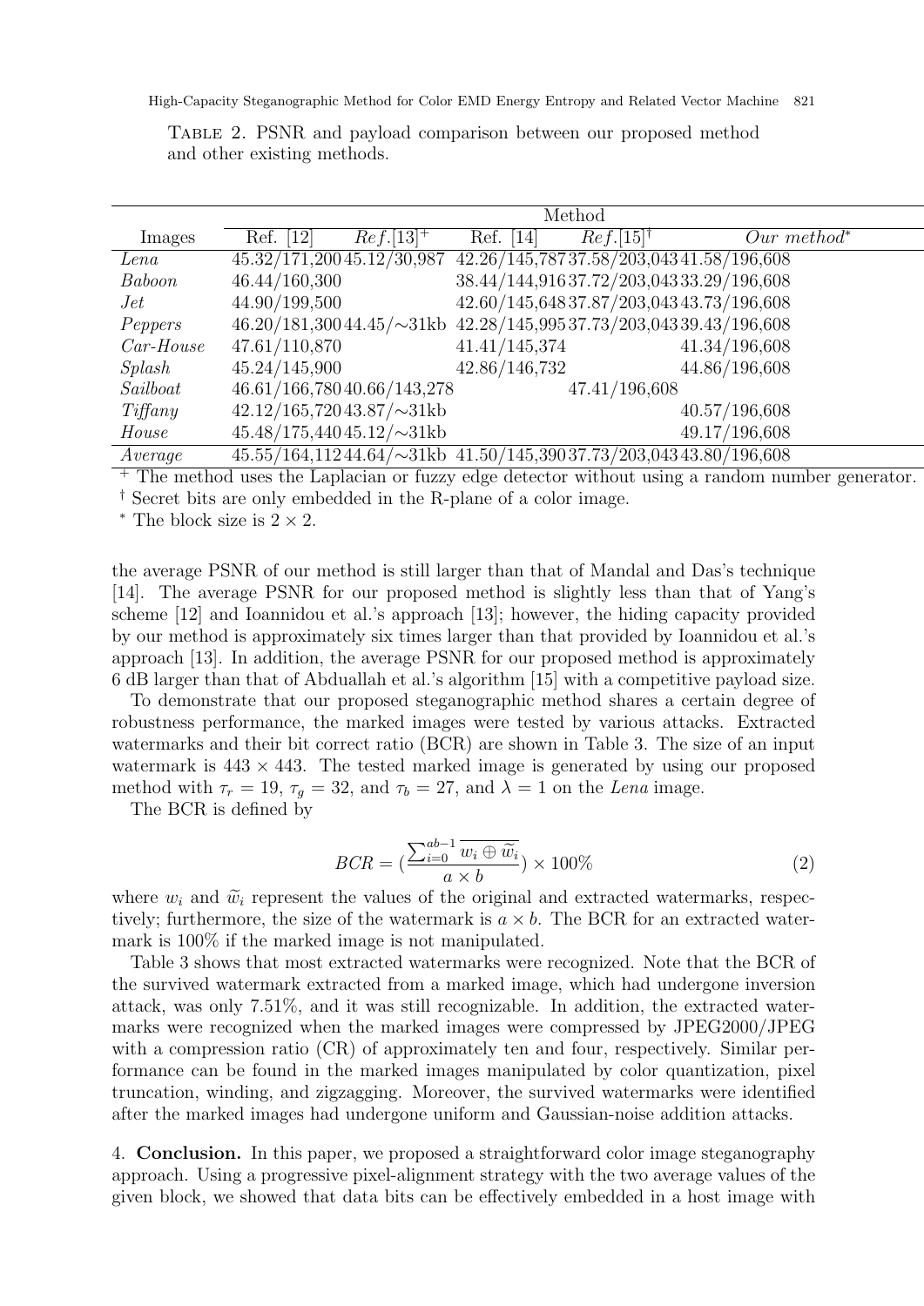Table 2. PSNR and payload comparison between our proposed method and other existing methods.

| Images | Method | | | | |
|---|---|---|---|---|---|
| | Ref. [12] | *Ref.*[13][+] | Ref. [14] | *Ref.*[15][†] | *Our method*[*] |
| *Lena* | 45.32/171,200 | 45.12/30,987 | 42.26/145,787 | 37.58/203,043 | 41.58/196,608 |
| *Baboon* | 46.44/160,300 | | 38.44/144,916 | 37.72/203,043 | 33.29/196,608 |
| *Jet* | 44.90/199,500 | | 42.60/145,648 | 37.87/203,043 | 43.73/196,608 |
| *Peppers* | 46.20/181,300 | 44.45/∼31kb | 42.28/145,995 | 37.73/203,043 | 39.43/196,608 |
| *Car-House* | 47.61/110,870 | | 41.41/145,374 | | 41.34/196,608 |
| *Splash* | 45.24/145,900 | | 42.86/146,732 | | 44.86/196,608 |
| *Sailboat* | 46.61/166,780 | 40.66/143,278 | | 47.41/196,608 | |
| *Tiffany* | 42.12/165,720 | 43.87/∼31kb | | | 40.57/196,608 |
| *House* | 45.48/175,440 | 45.12/∼31kb | | | 49.17/196,608 |
| *Average* | 45.55/164,112 | 44.64/∼31kb | 41.50/145,390 | 37.73/203,043 | 43.80/196,608 |

[+] The method uses the Laplacian or fuzzy edge detector without using a random number generator.
[†] Secret bits are only embedded in the R-plane of a color image.
[*] The block size is $2 \times 2$.

the average PSNR of our method is still larger than that of Mandal and Das's technique [14]. The average PSNR for our proposed method is slightly less than that of Yang's scheme [12] and Ioannidou et al.'s approach [13]; however, the hiding capacity provided by our method is approximately six times larger than that provided by Ioannidou et al.'s approach [13]. In addition, the average PSNR for our proposed method is approximately 6 dB larger than that of Abduallah et al.'s algorithm [15] with a competitive payload size.

To demonstrate that our proposed steganographic method shares a certain degree of robustness performance, the marked images were tested by various attacks. Extracted watermarks and their bit correct ratio (BCR) are shown in Table 3. The size of an input watermark is $443 \times 443$. The tested marked image is generated by using our proposed method with $\tau_r = 19$, $\tau_g = 32$, and $\tau_b = 27$, and $\lambda = 1$ on the *Lena* image.

The BCR is defined by

$$BCR = \left(\frac{\sum_{i=0}^{ab-1} \overline{w_i \oplus \widetilde{w}_i}}{a \times b}\right) \times 100\% \tag{2}$$

where $w_i$ and $\widetilde{w}_i$ represent the values of the original and extracted watermarks, respectively; furthermore, the size of the watermark is $a \times b$. The BCR for an extracted watermark is 100% if the marked image is not manipulated.

Table 3 shows that most extracted watermarks were recognized. Note that the BCR of the survived watermark extracted from a marked image, which had undergone inversion attack, was only 7.51%, and it was still recognizable. In addition, the extracted watermarks were recognized when the marked images were compressed by JPEG2000/JPEG with a compression ratio (CR) of approximately ten and four, respectively. Similar performance can be found in the marked images manipulated by color quantization, pixel truncation, winding, and zigzagging. Moreover, the survived watermarks were identified after the marked images had undergone uniform and Gaussian-noise addition attacks.

## 4. Conclusion.

In this paper, we proposed a straightforward color image steganography approach. Using a progressive pixel-alignment strategy with the two average values of the given block, we showed that data bits can be effectively embedded in a host image with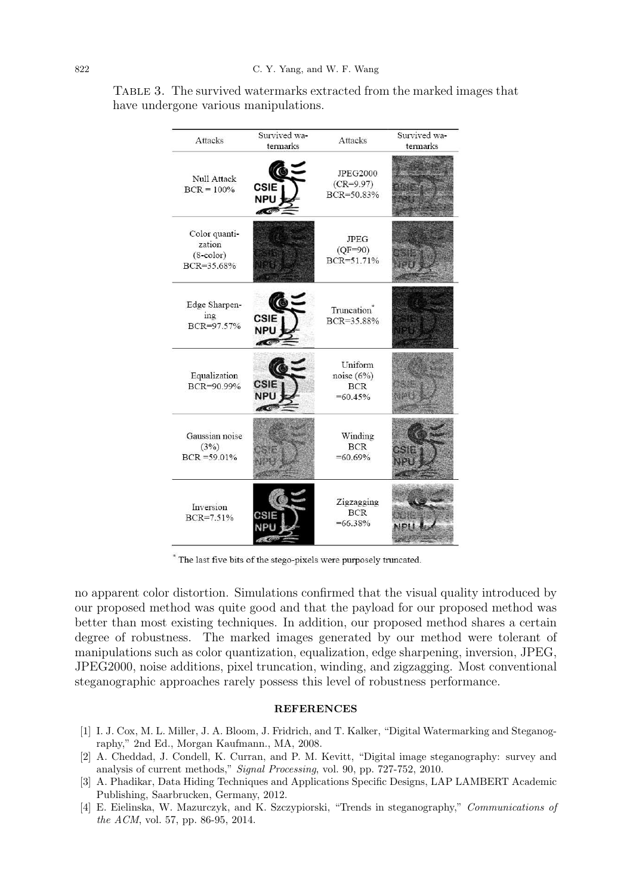TABLE 3. The survived watermarks extracted from the marked images that have undergone various manipulations.

| Attacks | Survived watermarks | Attacks | Survived watermarks |
|---|---|---|---|
| Null Attack BCR = 100% | | JPEG2000 (CR=9.97) BCR=50.83% | |
| Color quantization (8-color) BCR=35.68% | | JPEG (QF=90) BCR=51.71% | |
| Edge Sharpening BCR=97.57% | | Truncation* BCR=35.88% | |
| Equalization BCR=90.99% | | Uniform noise (6%) BCR =60.45% | |
| Gaussian noise (3%) BCR =59.01% | | Winding BCR =60.69% | |
| Inversion BCR=7.51% | | Zigzagging BCR =66.38% | |

* The last five bits of the stego-pixels were purposely truncated.

no apparent color distortion. Simulations confirmed that the visual quality introduced by our proposed method was quite good and that the payload for our proposed method was better than most existing techniques. In addition, our proposed method shares a certain degree of robustness. The marked images generated by our method were tolerant of manipulations such as color quantization, equalization, edge sharpening, inversion, JPEG, JPEG2000, noise additions, pixel truncation, winding, and zigzagging. Most conventional steganographic approaches rarely possess this level of robustness performance.

## REFERENCES

[1] I. J. Cox, M. L. Miller, J. A. Bloom, J. Fridrich, and T. Kalker, "Digital Watermarking and Steganography," 2nd Ed., Morgan Kaufmann., MA, 2008.

[2] A. Cheddad, J. Condell, K. Curran, and P. M. Kevitt, "Digital image steganography: survey and analysis of current methods," *Signal Processing*, vol. 90, pp. 727-752, 2010.

[3] A. Phadikar, Data Hiding Techniques and Applications Specific Designs, LAP LAMBERT Academic Publishing, Saarbrucken, Germany, 2012.

[4] E. Eielinska, W. Mazurczyk, and K. Szczypiorski, "Trends in steganography," *Communications of the ACM*, vol. 57, pp. 86-95, 2014.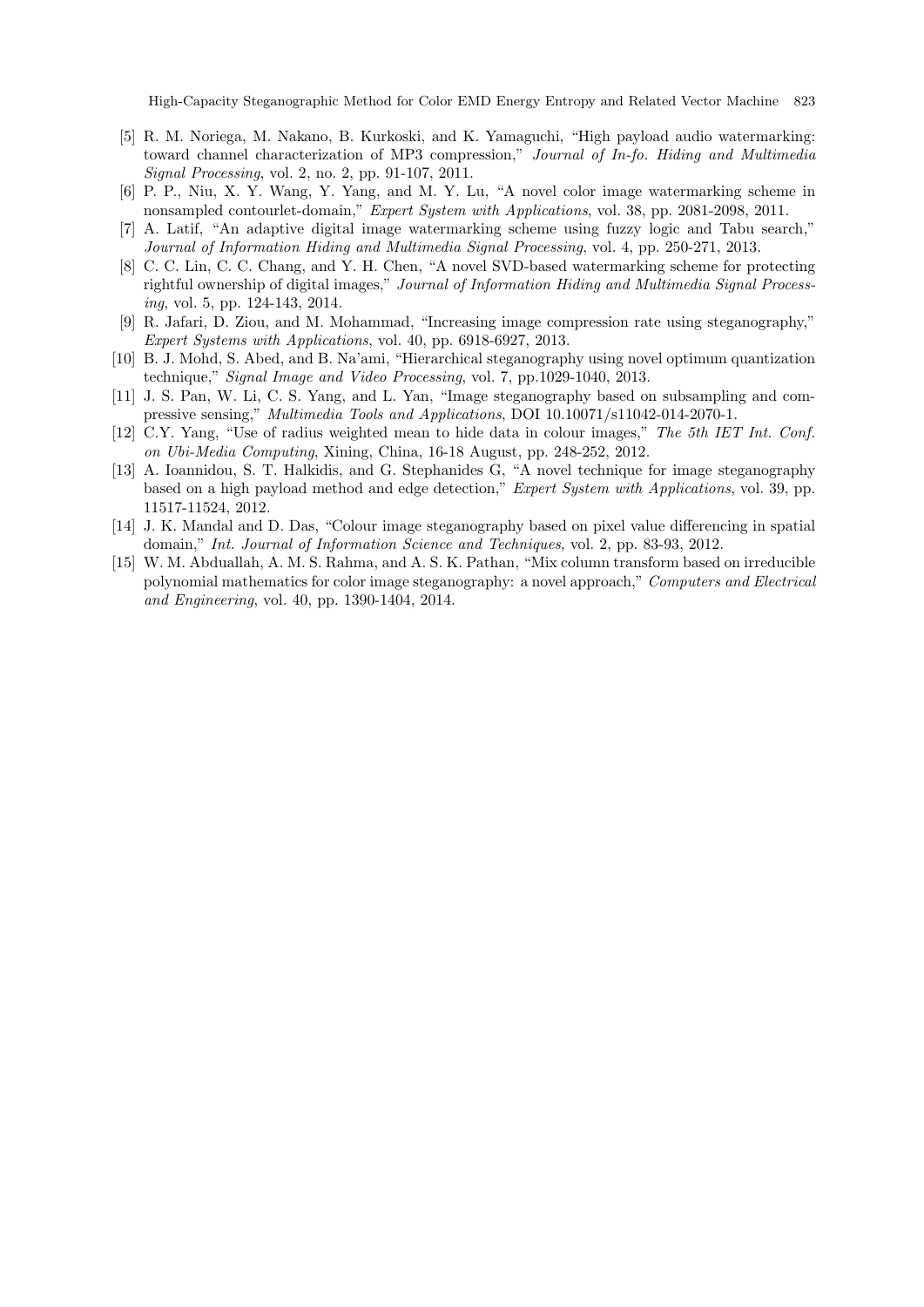[5] R. M. Noriega, M. Nakano, B. Kurkoski, and K. Yamaguchi, "High payload audio watermarking: toward channel characterization of MP3 compression," *Journal of In-fo. Hiding and Multimedia Signal Processing*, vol. 2, no. 2, pp. 91-107, 2011.

[6] P. P., Niu, X. Y. Wang, Y. Yang, and M. Y. Lu, "A novel color image watermarking scheme in nonsampled contourlet-domain," *Expert System with Applications*, vol. 38, pp. 2081-2098, 2011.

[7] A. Latif, "An adaptive digital image watermarking scheme using fuzzy logic and Tabu search," *Journal of Information Hiding and Multimedia Signal Processing*, vol. 4, pp. 250-271, 2013.

[8] C. C. Lin, C. C. Chang, and Y. H. Chen, "A novel SVD-based watermarking scheme for protecting rightful ownership of digital images," *Journal of Information Hiding and Multimedia Signal Processing*, vol. 5, pp. 124-143, 2014.

[9] R. Jafari, D. Ziou, and M. Mohammad, "Increasing image compression rate using steganography," *Expert Systems with Applications*, vol. 40, pp. 6918-6927, 2013.

[10] B. J. Mohd, S. Abed, and B. Na'ami, "Hierarchical steganography using novel optimum quantization technique," *Signal Image and Video Processing*, vol. 7, pp.1029-1040, 2013.

[11] J. S. Pan, W. Li, C. S. Yang, and L. Yan, "Image steganography based on subsampling and compressive sensing," *Multimedia Tools and Applications*, DOI 10.10071/s11042-014-2070-1.

[12] C.Y. Yang, "Use of radius weighted mean to hide data in colour images," *The 5th IET Int. Conf. on Ubi-Media Computing*, Xining, China, 16-18 August, pp. 248-252, 2012.

[13] A. Ioannidou, S. T. Halkidis, and G. Stephanides G, "A novel technique for image steganography based on a high payload method and edge detection," *Expert System with Applications*, vol. 39, pp. 11517-11524, 2012.

[14] J. K. Mandal and D. Das, "Colour image steganography based on pixel value differencing in spatial domain," *Int. Journal of Information Science and Techniques*, vol. 2, pp. 83-93, 2012.

[15] W. M. Abduallah, A. M. S. Rahma, and A. S. K. Pathan, "Mix column transform based on irreducible polynomial mathematics for color image steganography: a novel approach," *Computers and Electrical and Engineering*, vol. 40, pp. 1390-1404, 2014.